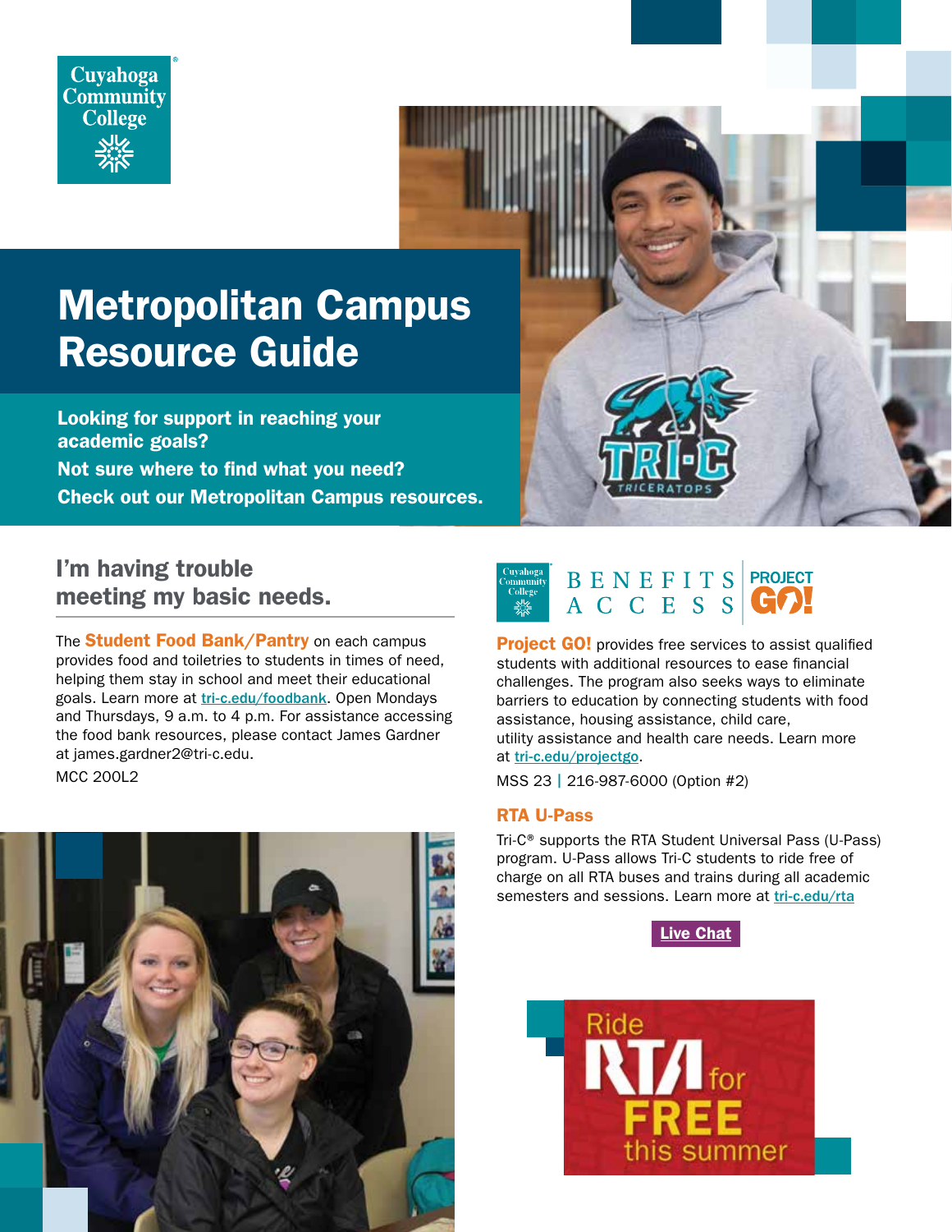Cuyahoga Community College

# Metropolitan Campus Resource Guide

**Looking for support in reaching your academic goals?**

**Not sure where to find what you need?**

**Check out our Metropolitan Campus resources.**

## I'm having trouble meeting my basic needs.

The **Student Food Bank/Pantry** on each campus provides food and toiletries to students in times of need, helping them stay in school and meet their educational goals. Learn more at [tri-c.edu/foodbank](tri-c.edu/foodbank). Open Mondays and Thursdays, 9 a.m. to 4 p.m. For assistance accessing the food bank resources, please contact James Gardner at james.gardner2@tri-c.edu.

MCC 200L2

BENEFITS ACCESS | PROJECT GO!

**Project GO!** provides free services to assist qualified students with additional resources to ease financial challenges. The program also seeks ways to eliminate barriers to education by connecting students with food assistance, housing assistance, child care, utility assistance and health care needs. Learn more at [tri-c.edu/projectgo](tri-c.edu/projectgo).

MSS 23 | 216-987-6000 (Option #2)

### RTA U-Pass

Tri-C® supports the RTA Student Universal Pass (U-Pass) program. U-Pass allows Tri-C students to ride free of charge on all RTA buses and trains during all academic semesters and sessions. Learn more at [tri-c.edu/rta](tri-c.edu/rta)

**Live Chat**

Ride RTA for FREE this summer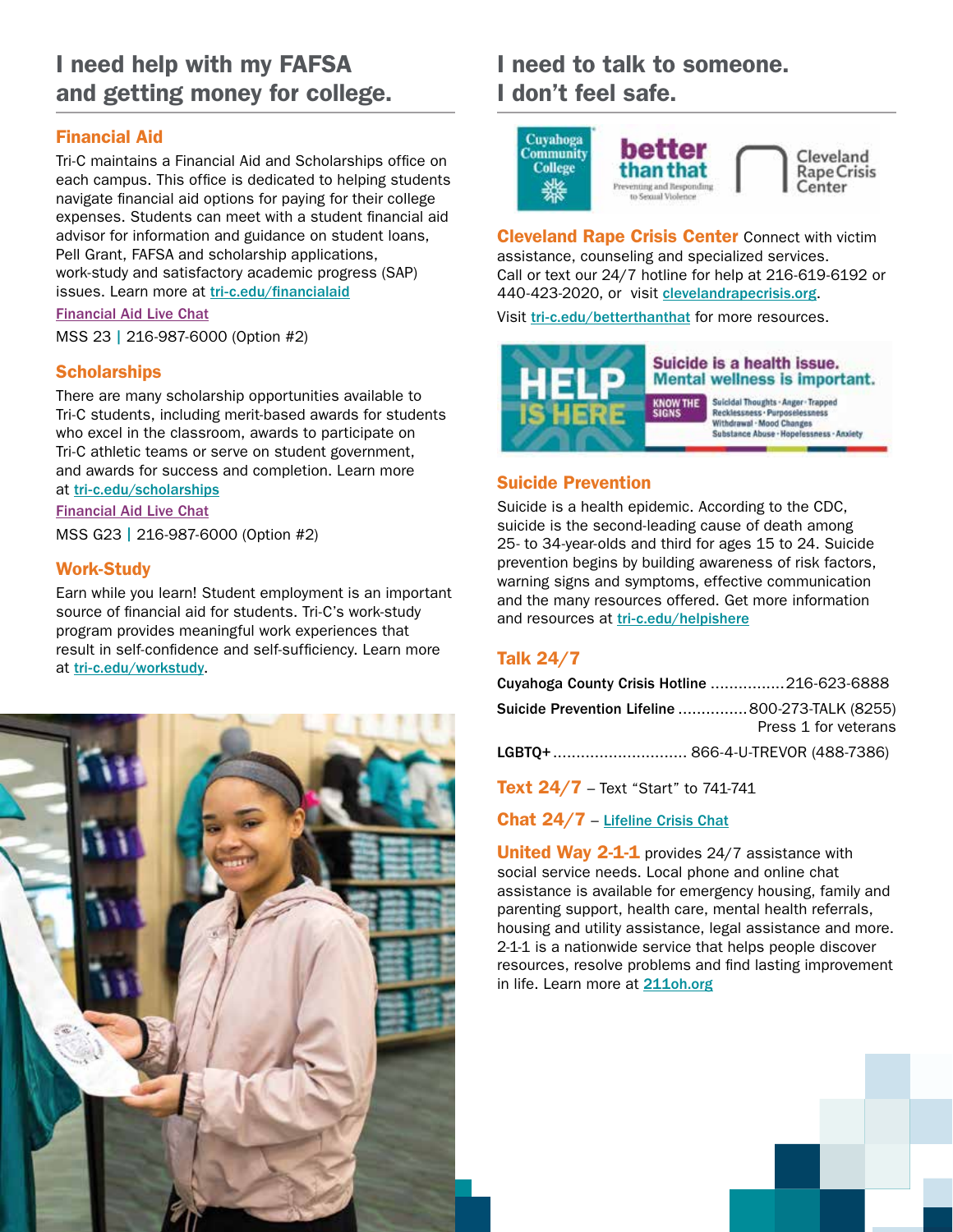## I need help with my FAFSA and getting money for college.

### Financial Aid

Tri-C maintains a Financial Aid and Scholarships office on each campus. This office is dedicated to helping students navigate financial aid options for paying for their college expenses. Students can meet with a student financial aid advisor for information and guidance on student loans, Pell Grant, FAFSA and scholarship applications, work-study and satisfactory academic progress (SAP) issues. Learn more at tri-c.edu/financialaid

Financial Aid Live Chat

MSS 23 | 216-987-6000 (Option #2)

### Scholarships

There are many scholarship opportunities available to Tri-C students, including merit-based awards for students who excel in the classroom, awards to participate on Tri-C athletic teams or serve on student government, and awards for success and completion. Learn more at tri-c.edu/scholarships

Financial Aid Live Chat

MSS G23 | 216-987-6000 (Option #2)

### Work-Study

Earn while you learn! Student employment is an important source of financial aid for students. Tri-C's work-study program provides meaningful work experiences that result in self-confidence and self-sufficiency. Learn more at tri-c.edu/workstudy.

## I need to talk to someone. I don't feel safe.

**Cleveland Rape Crisis Center** Connect with victim assistance, counseling and specialized services. Call or text our 24/7 hotline for help at 216-619-6192 or 440-423-2020, or visit clevelandrapecrisis.org.

Visit tri-c.edu/betterthanthat for more resources.

### Suicide Prevention

Suicide is a health epidemic. According to the CDC, suicide is the second-leading cause of death among 25- to 34-year-olds and third for ages 15 to 24. Suicide prevention begins by building awareness of risk factors, warning signs and symptoms, effective communication and the many resources offered. Get more information and resources at tri-c.edu/helpishere

### Talk 24/7

**Cuyahoga County Crisis Hotline** ................216-623-6888

**Suicide Prevention Lifeline** ...............800-273-TALK (8255)
Press 1 for veterans

**LGBTQ+** ............................ 866-4-U-TREVOR (488-7386)

**Text 24/7** – Text "Start" to 741-741

**Chat 24/7** – Lifeline Crisis Chat

**United Way 2-1-1** provides 24/7 assistance with social service needs. Local phone and online chat assistance is available for emergency housing, family and parenting support, health care, mental health referrals, housing and utility assistance, legal assistance and more. 2-1-1 is a nationwide service that helps people discover resources, resolve problems and find lasting improvement in life. Learn more at 211oh.org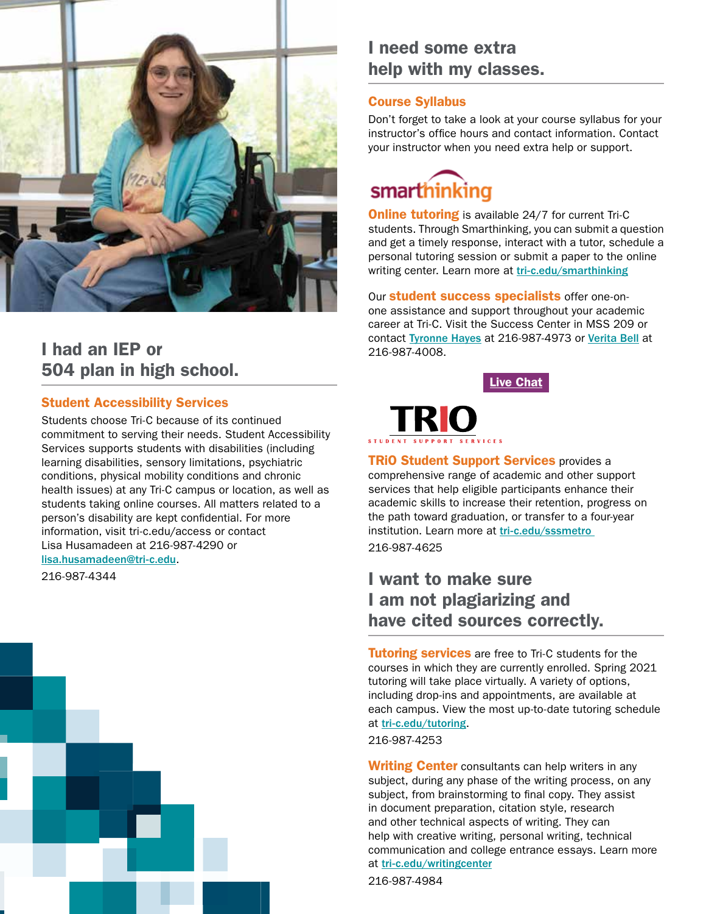## I had an IEP or 504 plan in high school.

### Student Accessibility Services

Students choose Tri-C because of its continued commitment to serving their needs. Student Accessibility Services supports students with disabilities (including learning disabilities, sensory limitations, psychiatric conditions, physical mobility conditions and chronic health issues) at any Tri-C campus or location, as well as students taking online courses. All matters related to a person's disability are kept confidential. For more information, visit tri-c.edu/access or contact Lisa Husamadeen at 216-987-4290 or lisa.husamadeen@tri-c.edu.

216-987-4344

## I need some extra help with my classes.

### Course Syllabus

Don't forget to take a look at your course syllabus for your instructor's office hours and contact information. Contact your instructor when you need extra help or support.

smarthinking

**Online tutoring** is available 24/7 for current Tri-C students. Through Smarthinking, you can submit a question and get a timely response, interact with a tutor, schedule a personal tutoring session or submit a paper to the online writing center. Learn more at tri-c.edu/smarthinking

Our **student success specialists** offer one-on-one assistance and support throughout your academic career at Tri-C. Visit the Success Center in MSS 209 or contact Tyronne Hayes at 216-987-4973 or Verita Bell at 216-987-4008.

Live Chat

TRIO STUDENT SUPPORT SERVICES

**TRiO Student Support Services** provides a comprehensive range of academic and other support services that help eligible participants enhance their academic skills to increase their retention, progress on the path toward graduation, or transfer to a four-year institution. Learn more at tri-c.edu/sssmetro

216-987-4625

## I want to make sure I am not plagiarizing and have cited sources correctly.

**Tutoring services** are free to Tri-C students for the courses in which they are currently enrolled. Spring 2021 tutoring will take place virtually. A variety of options, including drop-ins and appointments, are available at each campus. View the most up-to-date tutoring schedule at tri-c.edu/tutoring.

216-987-4253

**Writing Center** consultants can help writers in any subject, during any phase of the writing process, on any subject, from brainstorming to final copy. They assist in document preparation, citation style, research and other technical aspects of writing. They can help with creative writing, personal writing, technical communication and college entrance essays. Learn more at tri-c.edu/writingcenter

216-987-4984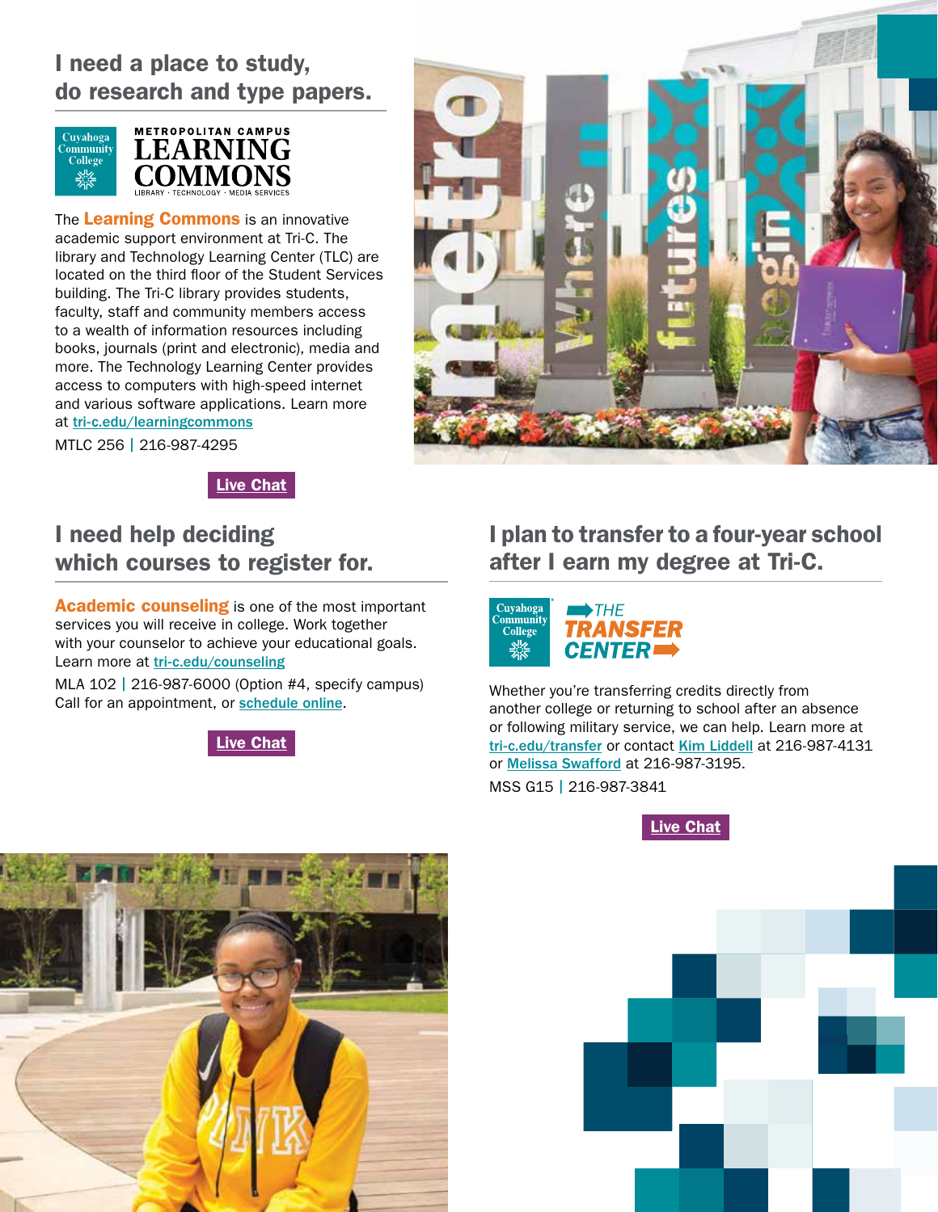## I need a place to study, do research and type papers.

Cuyahoga Community College

METROPOLITAN CAMPUS LEARNING COMMONS

LIBRARY · TECHNOLOGY · MEDIA SERVICES

The **Learning Commons** is an innovative academic support environment at Tri-C. The library and Technology Learning Center (TLC) are located on the third floor of the Student Services building. The Tri-C library provides students, faculty, staff and community members access to a wealth of information resources including books, journals (print and electronic), media and more. The Technology Learning Center provides access to computers with high-speed internet and various software applications. Learn more at tri-c.edu/learningcommons

MTLC 256 | 216-987-4295

**Live Chat**

## I need help deciding which courses to register for.

**Academic counseling** is one of the most important services you will receive in college. Work together with your counselor to achieve your educational goals. Learn more at tri-c.edu/counseling

MLA 102 | 216-987-6000 (Option #4, specify campus)
Call for an appointment, or schedule online.

**Live Chat**

## I plan to transfer to a four-year school after I earn my degree at Tri-C.

Cuyahoga Community College

THE TRANSFER CENTER

Whether you're transferring credits directly from another college or returning to school after an absence or following military service, we can help. Learn more at tri-c.edu/transfer or contact Kim Liddell at 216-987-4131 or Melissa Swafford at 216-987-3195.

MSS G15 | 216-987-3841

**Live Chat**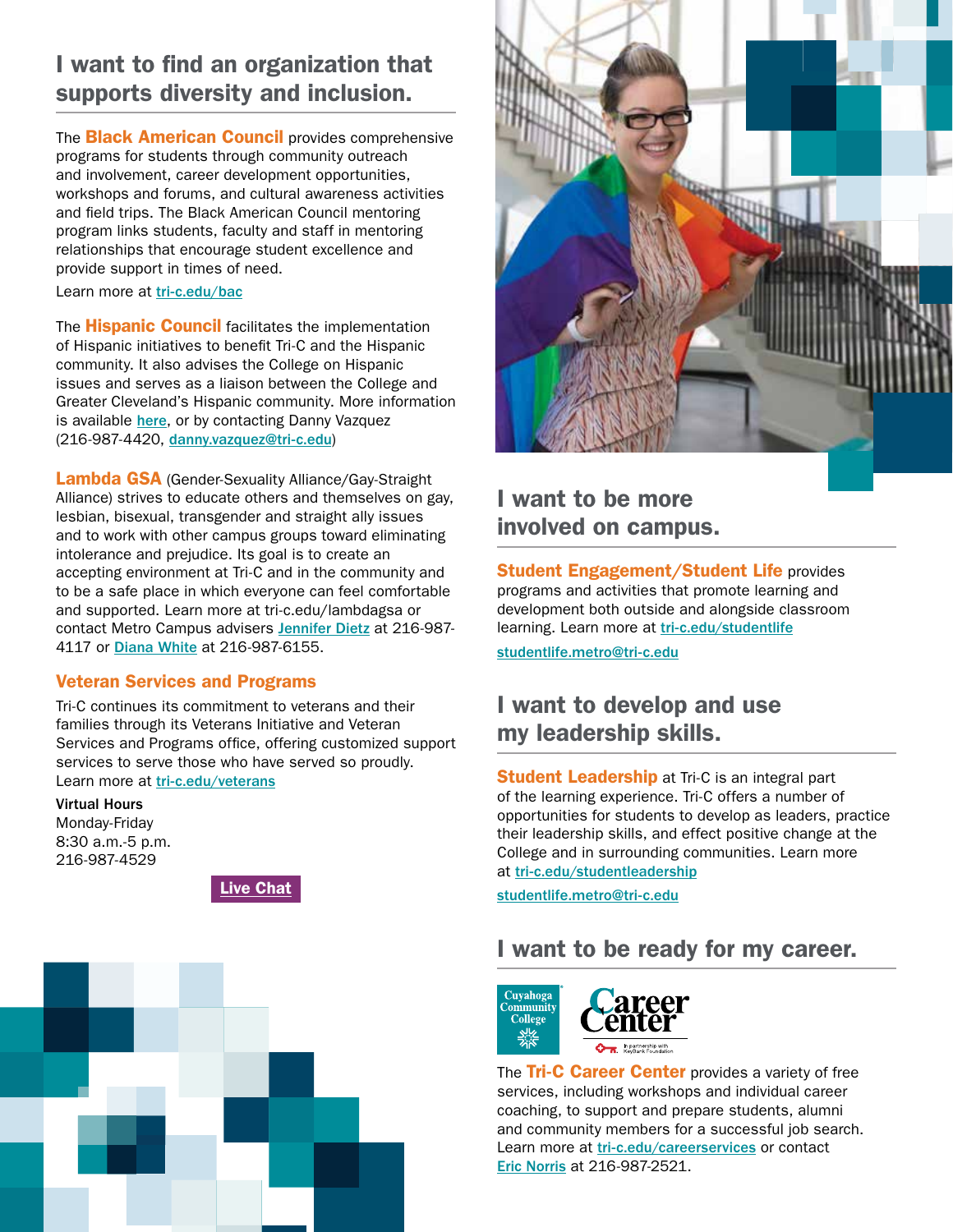## I want to find an organization that supports diversity and inclusion.

The **Black American Council** provides comprehensive programs for students through community outreach and involvement, career development opportunities, workshops and forums, and cultural awareness activities and field trips. The Black American Council mentoring program links students, faculty and staff in mentoring relationships that encourage student excellence and provide support in times of need.

Learn more at tri-c.edu/bac

The **Hispanic Council** facilitates the implementation of Hispanic initiatives to benefit Tri-C and the Hispanic community. It also advises the College on Hispanic issues and serves as a liaison between the College and Greater Cleveland's Hispanic community. More information is available here, or by contacting Danny Vazquez (216-987-4420, danny.vazquez@tri-c.edu)

**Lambda GSA** (Gender-Sexuality Alliance/Gay-Straight Alliance) strives to educate others and themselves on gay, lesbian, bisexual, transgender and straight ally issues and to work with other campus groups toward eliminating intolerance and prejudice. Its goal is to create an accepting environment at Tri-C and in the community and to be a safe place in which everyone can feel comfortable and supported. Learn more at tri-c.edu/lambdagsa or contact Metro Campus advisers Jennifer Dietz at 216-987-4117 or Diana White at 216-987-6155.

### Veteran Services and Programs

Tri-C continues its commitment to veterans and their families through its Veterans Initiative and Veteran Services and Programs office, offering customized support services to serve those who have served so proudly. Learn more at tri-c.edu/veterans

**Virtual Hours**
Monday-Friday
8:30 a.m.-5 p.m.
216-987-4529

Live Chat

## I want to be more involved on campus.

**Student Engagement/Student Life** provides programs and activities that promote learning and development both outside and alongside classroom learning. Learn more at tri-c.edu/studentlife

studentlife.metro@tri-c.edu

## I want to develop and use my leadership skills.

**Student Leadership** at Tri-C is an integral part of the learning experience. Tri-C offers a number of opportunities for students to develop as leaders, practice their leadership skills, and effect positive change at the College and in surrounding communities. Learn more at tri-c.edu/studentleadership

studentlife.metro@tri-c.edu

## I want to be ready for my career.

The **Tri-C Career Center** provides a variety of free services, including workshops and individual career coaching, to support and prepare students, alumni and community members for a successful job search. Learn more at tri-c.edu/careerservices or contact Eric Norris at 216-987-2521.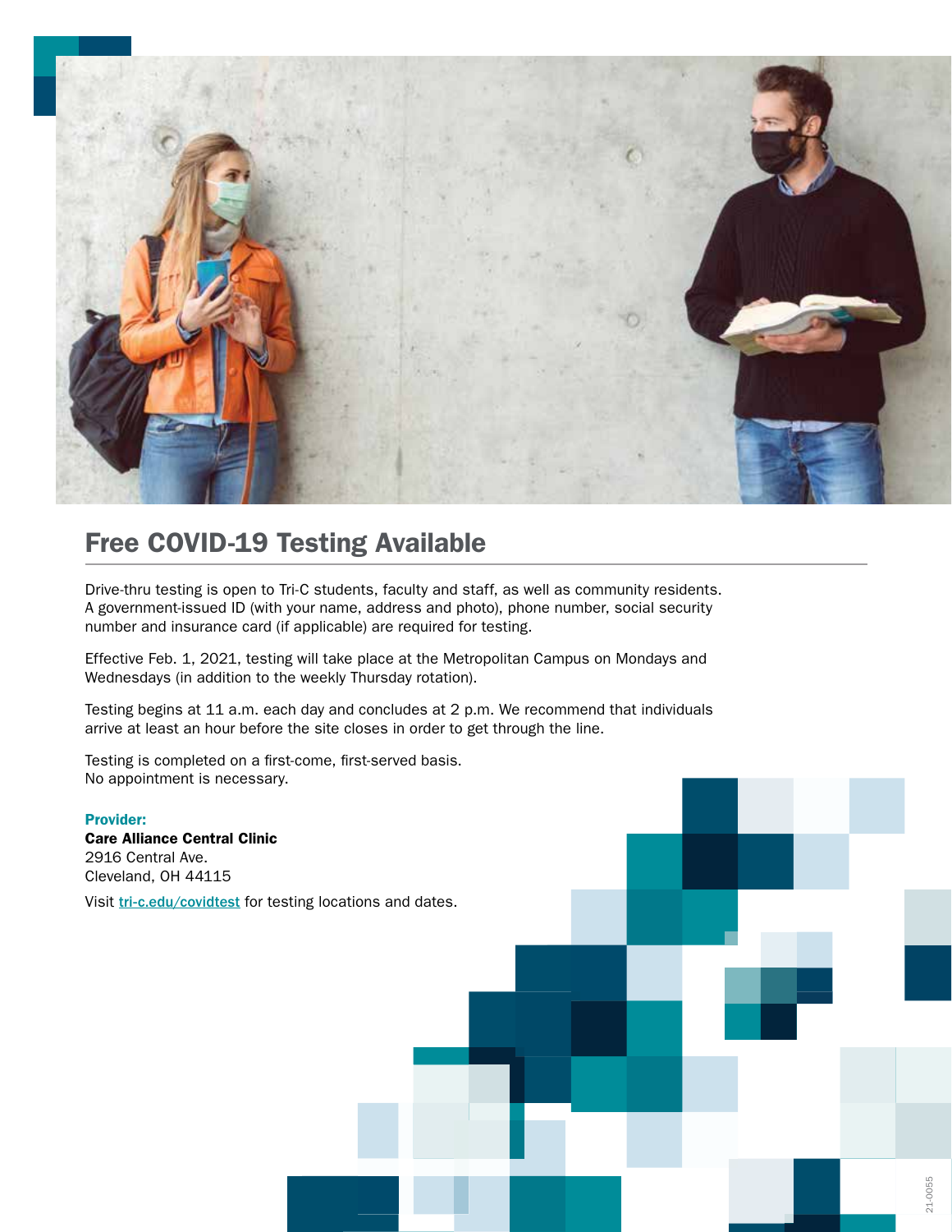## Free COVID-19 Testing Available

Drive-thru testing is open to Tri-C students, faculty and staff, as well as community residents. A government-issued ID (with your name, address and photo), phone number, social security number and insurance card (if applicable) are required for testing.

Effective Feb. 1, 2021, testing will take place at the Metropolitan Campus on Mondays and Wednesdays (in addition to the weekly Thursday rotation).

Testing begins at 11 a.m. each day and concludes at 2 p.m. We recommend that individuals arrive at least an hour before the site closes in order to get through the line.

Testing is completed on a first-come, first-served basis.
No appointment is necessary.

**Provider:**
**Care Alliance Central Clinic**
2916 Central Ave.
Cleveland, OH 44115

Visit tri-c.edu/covidtest for testing locations and dates.

21-0055